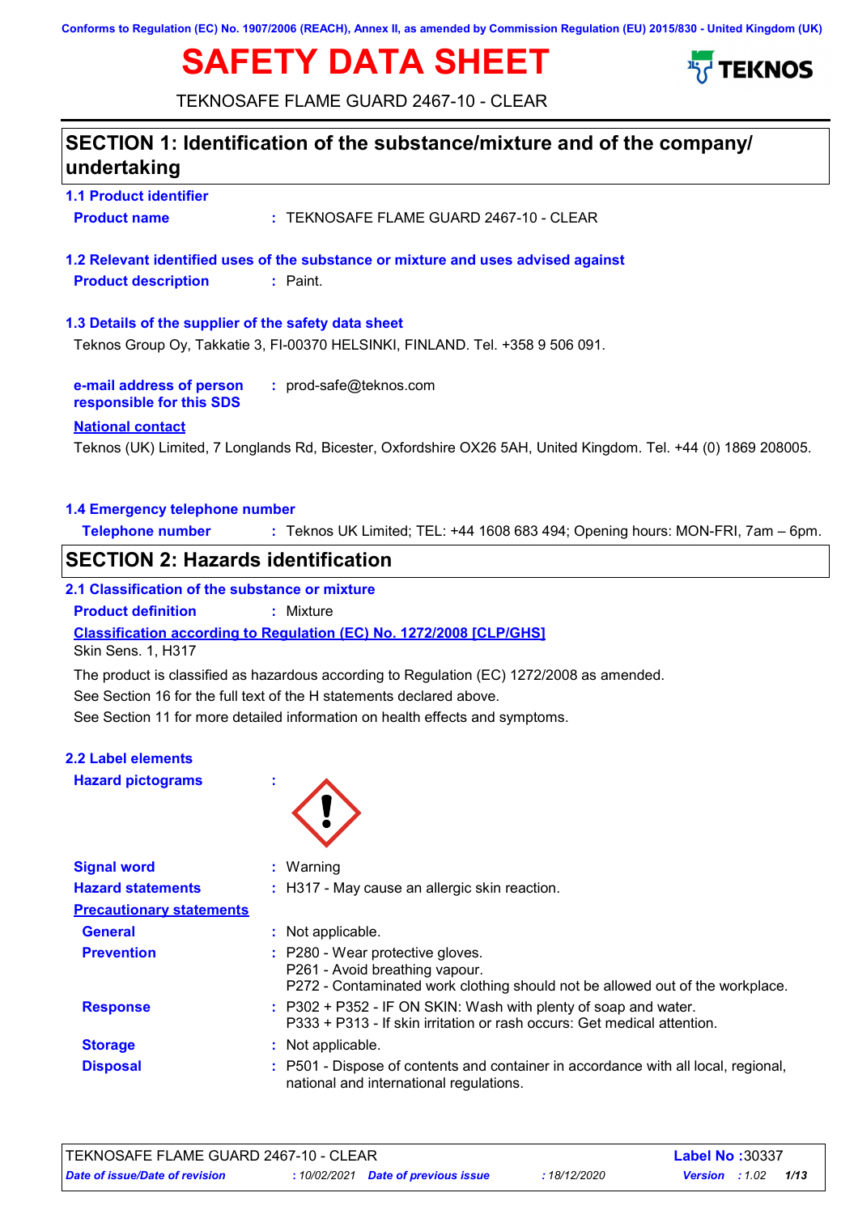Conforms to Regulation (EC) No. 1907/2006 (REACH), Annex II, as amended by Commission Regulation (EU) 2015/830 - United Kingdom (UK)

# SAFETY DATA SHEET

TEKNOSAFE FLAME GUARD 2467-10 - CLEAR

## SECTION 1: Identification of the substance/mixture and of the company/undertaking

### 1.1 Product identifier

**Product name** : TEKNOSAFE FLAME GUARD 2467-10 - CLEAR

### 1.2 Relevant identified uses of the substance or mixture and uses advised against

**Product description** : Paint.

### 1.3 Details of the supplier of the safety data sheet

Teknos Group Oy, Takkatie 3, FI-00370 HELSINKI, FINLAND. Tel. +358 9 506 091.

**e-mail address of person responsible for this SDS** : prod-safe@teknos.com

**National contact**

Teknos (UK) Limited, 7 Longlands Rd, Bicester, Oxfordshire OX26 5AH, United Kingdom. Tel. +44 (0) 1869 208005.

### 1.4 Emergency telephone number

**Telephone number** : Teknos UK Limited; TEL: +44 1608 683 494; Opening hours: MON-FRI, 7am – 6pm.

## SECTION 2: Hazards identification

### 2.1 Classification of the substance or mixture

**Product definition** : Mixture

**Classification according to Regulation (EC) No. 1272/2008 [CLP/GHS]**

Skin Sens. 1, H317

The product is classified as hazardous according to Regulation (EC) 1272/2008 as amended.

See Section 16 for the full text of the H statements declared above.

See Section 11 for more detailed information on health effects and symptoms.

### 2.2 Label elements

**Hazard pictograms** :

**Signal word** : Warning

**Hazard statements** : H317 - May cause an allergic skin reaction.

**Precautionary statements**

**General** : Not applicable.

**Prevention** : P280 - Wear protective gloves.
P261 - Avoid breathing vapour.
P272 - Contaminated work clothing should not be allowed out of the workplace.

**Response** : P302 + P352 - IF ON SKIN: Wash with plenty of soap and water.
P333 + P313 - If skin irritation or rash occurs: Get medical attention.

**Storage** : Not applicable.

**Disposal** : P501 - Dispose of contents and container in accordance with all local, regional, national and international regulations.

TEKNOSAFE FLAME GUARD 2467-10 - CLEAR | Label No : 30337
Date of issue/Date of revision : 10/02/2021 | Date of previous issue : 18/12/2020 | Version : 1.02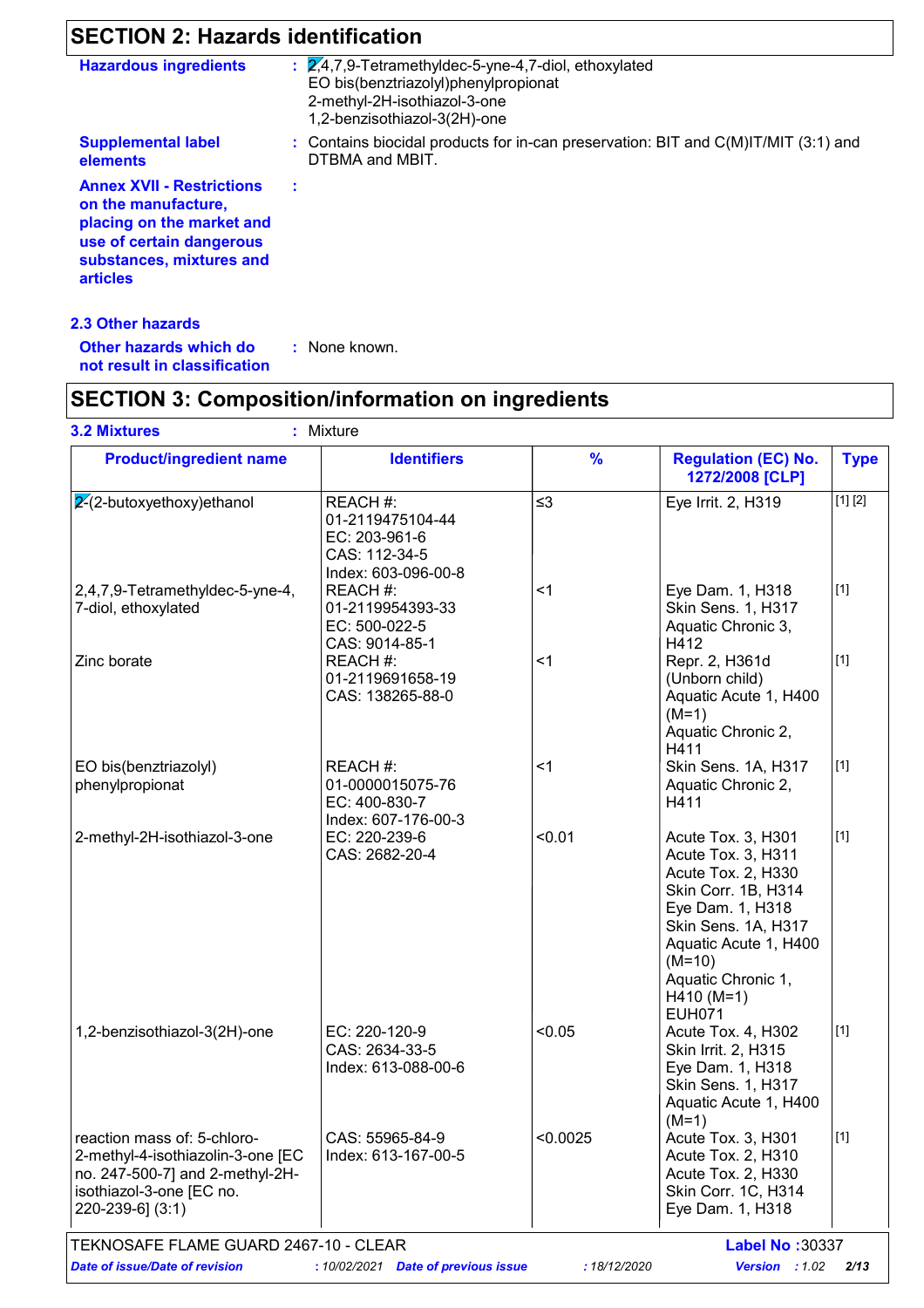## SECTION 2: Hazards identification

**Hazardous ingredients** : 2,4,7,9-Tetramethyldec-5-yne-4,7-diol, ethoxylated
EO bis(benztriazolyl)phenylpropionat
2-methyl-2H-isothiazol-3-one
1,2-benzisothiazol-3(2H)-one

**Supplemental label elements** : Contains biocidal products for in-can preservation: BIT and C(M)IT/MIT (3:1) and DTBMA and MBIT.

**Annex XVII - Restrictions on the manufacture, placing on the market and use of certain dangerous substances, mixtures and articles** :

### 2.3 Other hazards

**Other hazards which do not result in classification** : None known.

## SECTION 3: Composition/information on ingredients

### 3.2 Mixtures : Mixture

| Product/ingredient name | Identifiers | % | Regulation (EC) No. 1272/2008 [CLP] | Type |
|---|---|---|---|---|
| 2-(2-butoxyethoxy)ethanol | REACH #: 01-2119475104-44<br>EC: 203-961-6<br>CAS: 112-34-5<br>Index: 603-096-00-8 | ≤3 | Eye Irrit. 2, H319 | [1] [2] |
| 2,4,7,9-Tetramethyldec-5-yne-4,7-diol, ethoxylated | REACH #: 01-2119954393-33<br>EC: 500-022-5<br>CAS: 9014-85-1 | <1 | Eye Dam. 1, H318<br>Skin Sens. 1, H317<br>Aquatic Chronic 3, H412 | [1] |
| Zinc borate | REACH #: 01-2119691658-19<br>CAS: 138265-88-0 | <1 | Repr. 2, H361d (Unborn child)<br>Aquatic Acute 1, H400 (M=1)<br>Aquatic Chronic 2, H411 | [1] |
| EO bis(benztriazolyl) phenylpropionat | REACH #: 01-0000015075-76<br>EC: 400-830-7<br>Index: 607-176-00-3 | <1 | Skin Sens. 1A, H317<br>Aquatic Chronic 2, H411 | [1] |
| 2-methyl-2H-isothiazol-3-one | EC: 220-239-6<br>CAS: 2682-20-4 | <0.01 | Acute Tox. 3, H301<br>Acute Tox. 3, H311<br>Acute Tox. 2, H330<br>Skin Corr. 1B, H314<br>Eye Dam. 1, H318<br>Skin Sens. 1A, H317<br>Aquatic Acute 1, H400 (M=10)<br>Aquatic Chronic 1, H410 (M=1)<br>EUH071 | [1] |
| 1,2-benzisothiazol-3(2H)-one | EC: 220-120-9<br>CAS: 2634-33-5<br>Index: 613-088-00-6 | <0.05 | Acute Tox. 4, H302<br>Skin Irrit. 2, H315<br>Eye Dam. 1, H318<br>Skin Sens. 1, H317<br>Aquatic Acute 1, H400 (M=1) | [1] |
| reaction mass of: 5-chloro-2-methyl-4-isothiazolin-3-one [EC no. 247-500-7] and 2-methyl-2H-isothiazol-3-one [EC no. 220-239-6] (3:1) | CAS: 55965-84-9<br>Index: 613-167-00-5 | <0.0025 | Acute Tox. 3, H301<br>Acute Tox. 2, H310<br>Acute Tox. 2, H330<br>Skin Corr. 1C, H314<br>Eye Dam. 1, H318 | [1] |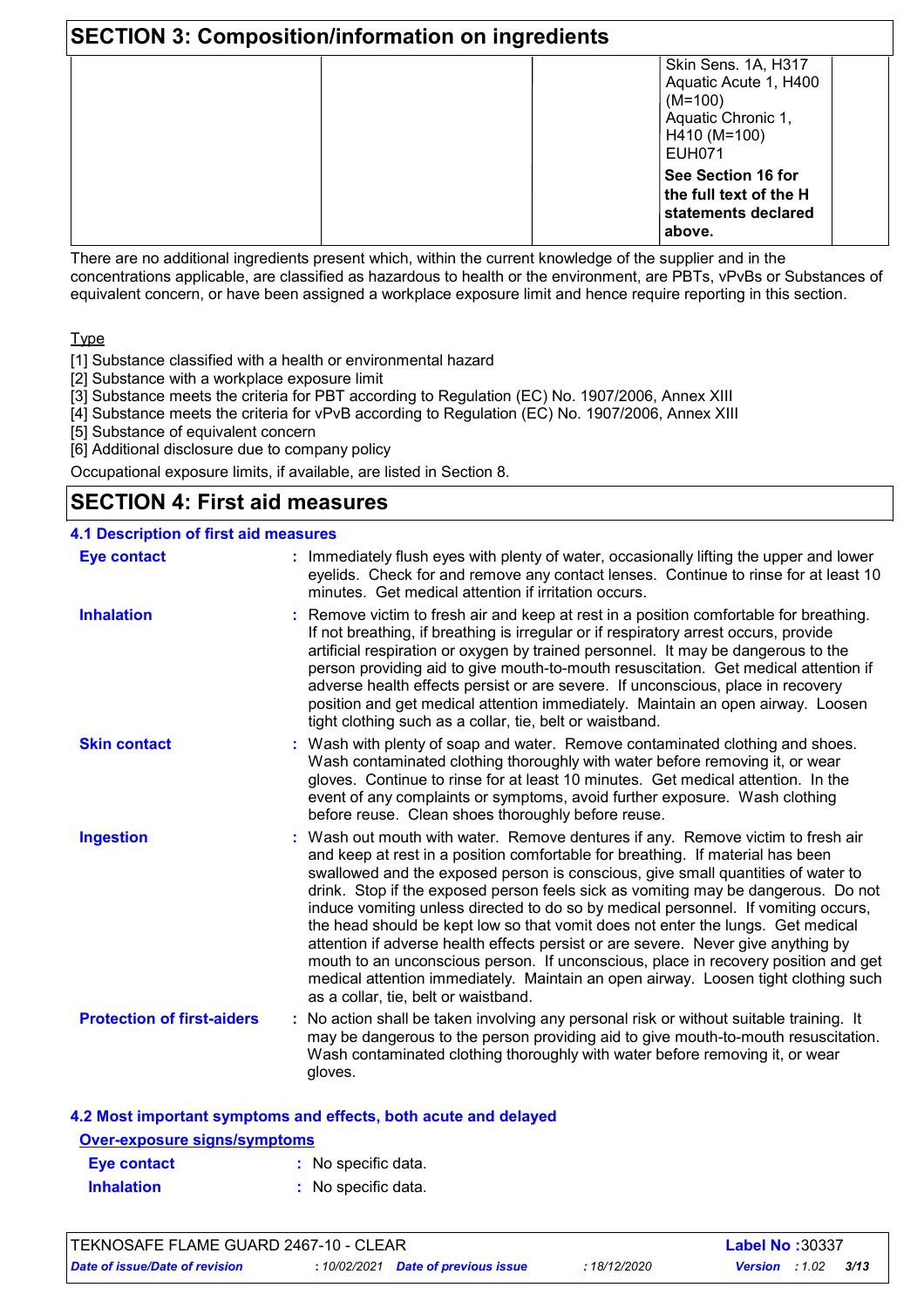## SECTION 3: Composition/information on ingredients

| | | | | |
|---|---|---|---|---|
| | | | Skin Sens. 1A, H317<br>Aquatic Acute 1, H400 (M=100)<br>Aquatic Chronic 1, H410 (M=100)<br>EUH071<br>**See Section 16 for the full text of the H statements declared above.** | |

There are no additional ingredients present which, within the current knowledge of the supplier and in the concentrations applicable, are classified as hazardous to health or the environment, are PBTs, vPvBs or Substances of equivalent concern, or have been assigned a workplace exposure limit and hence require reporting in this section.

Type

[1] Substance classified with a health or environmental hazard
[2] Substance with a workplace exposure limit
[3] Substance meets the criteria for PBT according to Regulation (EC) No. 1907/2006, Annex XIII
[4] Substance meets the criteria for vPvB according to Regulation (EC) No. 1907/2006, Annex XIII
[5] Substance of equivalent concern
[6] Additional disclosure due to company policy

Occupational exposure limits, if available, are listed in Section 8.

## SECTION 4: First aid measures

### 4.1 Description of first aid measures

**Eye contact** : Immediately flush eyes with plenty of water, occasionally lifting the upper and lower eyelids. Check for and remove any contact lenses. Continue to rinse for at least 10 minutes. Get medical attention if irritation occurs.

**Inhalation** : Remove victim to fresh air and keep at rest in a position comfortable for breathing. If not breathing, if breathing is irregular or if respiratory arrest occurs, provide artificial respiration or oxygen by trained personnel. It may be dangerous to the person providing aid to give mouth-to-mouth resuscitation. Get medical attention if adverse health effects persist or are severe. If unconscious, place in recovery position and get medical attention immediately. Maintain an open airway. Loosen tight clothing such as a collar, tie, belt or waistband.

**Skin contact** : Wash with plenty of soap and water. Remove contaminated clothing and shoes. Wash contaminated clothing thoroughly with water before removing it, or wear gloves. Continue to rinse for at least 10 minutes. Get medical attention. In the event of any complaints or symptoms, avoid further exposure. Wash clothing before reuse. Clean shoes thoroughly before reuse.

**Ingestion** : Wash out mouth with water. Remove dentures if any. Remove victim to fresh air and keep at rest in a position comfortable for breathing. If material has been swallowed and the exposed person is conscious, give small quantities of water to drink. Stop if the exposed person feels sick as vomiting may be dangerous. Do not induce vomiting unless directed to do so by medical personnel. If vomiting occurs, the head should be kept low so that vomit does not enter the lungs. Get medical attention if adverse health effects persist or are severe. Never give anything by mouth to an unconscious person. If unconscious, place in recovery position and get medical attention immediately. Maintain an open airway. Loosen tight clothing such as a collar, tie, belt or waistband.

**Protection of first-aiders** : No action shall be taken involving any personal risk or without suitable training. It may be dangerous to the person providing aid to give mouth-to-mouth resuscitation. Wash contaminated clothing thoroughly with water before removing it, or wear gloves.

### 4.2 Most important symptoms and effects, both acute and delayed

**Over-exposure signs/symptoms**

**Eye contact** : No specific data.

**Inhalation** : No specific data.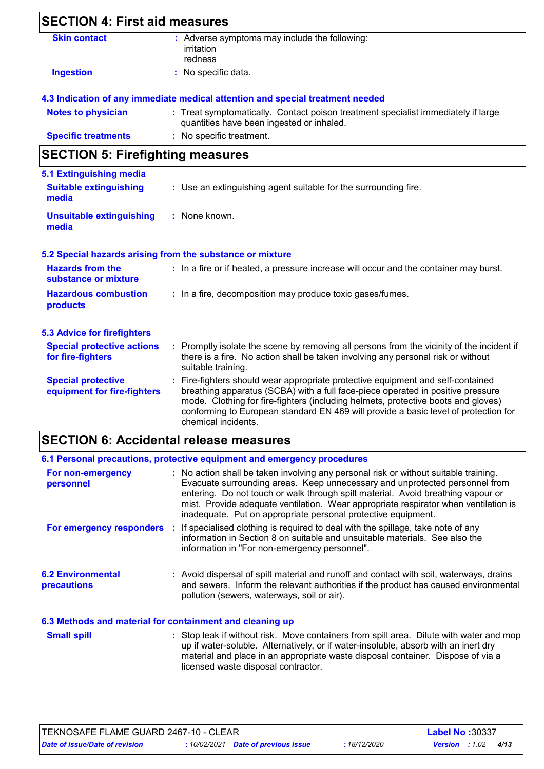## SECTION 4: First aid measures

**Skin contact** : Adverse symptoms may include the following:
irritation
redness

**Ingestion** : No specific data.

### 4.3 Indication of any immediate medical attention and special treatment needed

**Notes to physician** : Treat symptomatically. Contact poison treatment specialist immediately if large quantities have been ingested or inhaled.

**Specific treatments** : No specific treatment.

## SECTION 5: Firefighting measures

### 5.1 Extinguishing media

**Suitable extinguishing media** : Use an extinguishing agent suitable for the surrounding fire.

**Unsuitable extinguishing media** : None known.

### 5.2 Special hazards arising from the substance or mixture

**Hazards from the substance or mixture** : In a fire or if heated, a pressure increase will occur and the container may burst.

**Hazardous combustion products** : In a fire, decomposition may produce toxic gases/fumes.

### 5.3 Advice for firefighters

**Special protective actions for fire-fighters** : Promptly isolate the scene by removing all persons from the vicinity of the incident if there is a fire. No action shall be taken involving any personal risk or without suitable training.

**Special protective equipment for fire-fighters** : Fire-fighters should wear appropriate protective equipment and self-contained breathing apparatus (SCBA) with a full face-piece operated in positive pressure mode. Clothing for fire-fighters (including helmets, protective boots and gloves) conforming to European standard EN 469 will provide a basic level of protection for chemical incidents.

## SECTION 6: Accidental release measures

### 6.1 Personal precautions, protective equipment and emergency procedures

**For non-emergency personnel** : No action shall be taken involving any personal risk or without suitable training. Evacuate surrounding areas. Keep unnecessary and unprotected personnel from entering. Do not touch or walk through spilt material. Avoid breathing vapour or mist. Provide adequate ventilation. Wear appropriate respirator when ventilation is inadequate. Put on appropriate personal protective equipment.

**For emergency responders** : If specialised clothing is required to deal with the spillage, take note of any information in Section 8 on suitable and unsuitable materials. See also the information in "For non-emergency personnel".

### 6.2 Environmental precautions

: Avoid dispersal of spilt material and runoff and contact with soil, waterways, drains and sewers. Inform the relevant authorities if the product has caused environmental pollution (sewers, waterways, soil or air).

### 6.3 Methods and material for containment and cleaning up

**Small spill** : Stop leak if without risk. Move containers from spill area. Dilute with water and mop up if water-soluble. Alternatively, or if water-insoluble, absorb with an inert dry material and place in an appropriate waste disposal container. Dispose of via a licensed waste disposal contractor.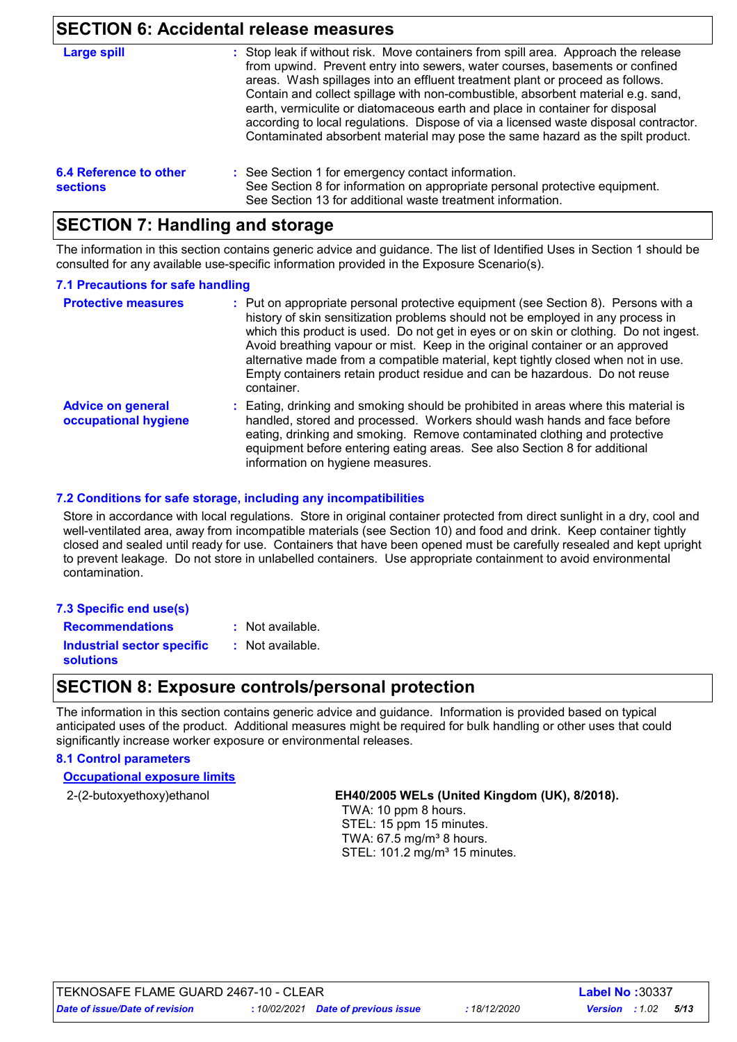## SECTION 6: Accidental release measures

**Large spill** : Stop leak if without risk. Move containers from spill area. Approach the release from upwind. Prevent entry into sewers, water courses, basements or confined areas. Wash spillages into an effluent treatment plant or proceed as follows. Contain and collect spillage with non-combustible, absorbent material e.g. sand, earth, vermiculite or diatomaceous earth and place in container for disposal according to local regulations. Dispose of via a licensed waste disposal contractor. Contaminated absorbent material may pose the same hazard as the spilt product.

**6.4 Reference to other sections** : See Section 1 for emergency contact information.
See Section 8 for information on appropriate personal protective equipment.
See Section 13 for additional waste treatment information.

## SECTION 7: Handling and storage

The information in this section contains generic advice and guidance. The list of Identified Uses in Section 1 should be consulted for any available use-specific information provided in the Exposure Scenario(s).

### 7.1 Precautions for safe handling

**Protective measures** : Put on appropriate personal protective equipment (see Section 8). Persons with a history of skin sensitization problems should not be employed in any process in which this product is used. Do not get in eyes or on skin or clothing. Do not ingest. Avoid breathing vapour or mist. Keep in the original container or an approved alternative made from a compatible material, kept tightly closed when not in use. Empty containers retain product residue and can be hazardous. Do not reuse container.

**Advice on general occupational hygiene** : Eating, drinking and smoking should be prohibited in areas where this material is handled, stored and processed. Workers should wash hands and face before eating, drinking and smoking. Remove contaminated clothing and protective equipment before entering eating areas. See also Section 8 for additional information on hygiene measures.

### 7.2 Conditions for safe storage, including any incompatibilities

Store in accordance with local regulations. Store in original container protected from direct sunlight in a dry, cool and well-ventilated area, away from incompatible materials (see Section 10) and food and drink. Keep container tightly closed and sealed until ready for use. Containers that have been opened must be carefully resealed and kept upright to prevent leakage. Do not store in unlabelled containers. Use appropriate containment to avoid environmental contamination.

### 7.3 Specific end use(s)

**Recommendations** : Not available.

**Industrial sector specific solutions** : Not available.

## SECTION 8: Exposure controls/personal protection

The information in this section contains generic advice and guidance. Information is provided based on typical anticipated uses of the product. Additional measures might be required for bulk handling or other uses that could significantly increase worker exposure or environmental releases.

### 8.1 Control parameters

**Occupational exposure limits**

| | |
|---|---|
| 2-(2-butoxyethoxy)ethanol | **EH40/2005 WELs (United Kingdom (UK), 8/2018).**<br>TWA: 10 ppm 8 hours.<br>STEL: 15 ppm 15 minutes.<br>TWA: 67.5 mg/m³ 8 hours.<br>STEL: 101.2 mg/m³ 15 minutes. |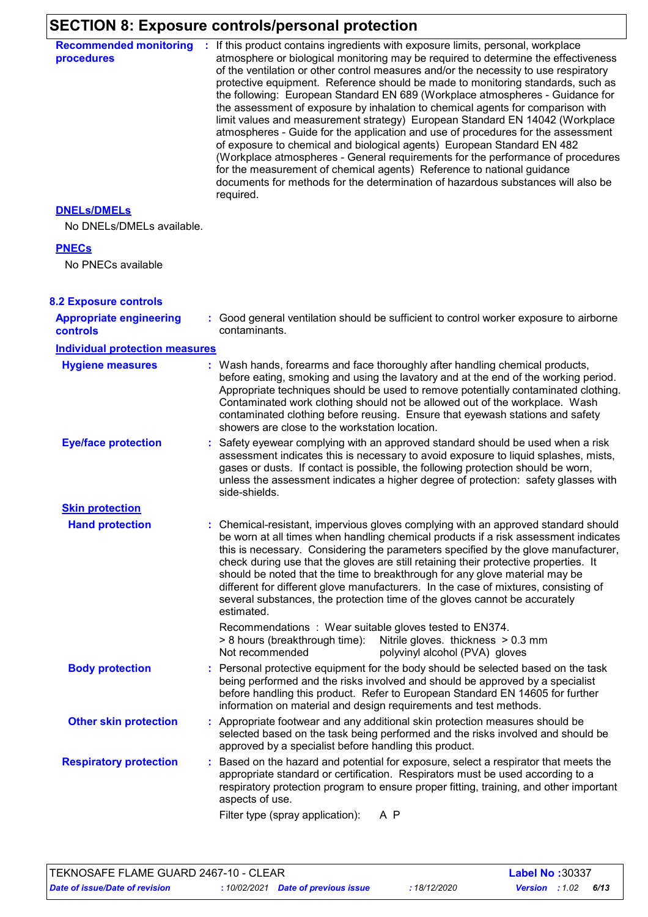## SECTION 8: Exposure controls/personal protection

**Recommended monitoring procedures** : If this product contains ingredients with exposure limits, personal, workplace atmosphere or biological monitoring may be required to determine the effectiveness of the ventilation or other control measures and/or the necessity to use respiratory protective equipment. Reference should be made to monitoring standards, such as the following: European Standard EN 689 (Workplace atmospheres - Guidance for the assessment of exposure by inhalation to chemical agents for comparison with limit values and measurement strategy) European Standard EN 14042 (Workplace atmospheres - Guide for the application and use of procedures for the assessment of exposure to chemical and biological agents) European Standard EN 482 (Workplace atmospheres - General requirements for the performance of procedures for the measurement of chemical agents) Reference to national guidance documents for methods for the determination of hazardous substances will also be required.

**DNELs/DMELs**

No DNELs/DMELs available.

**PNECs**

No PNECs available

### 8.2 Exposure controls

**Appropriate engineering controls** : Good general ventilation should be sufficient to control worker exposure to airborne contaminants.

**Individual protection measures**

**Hygiene measures** : Wash hands, forearms and face thoroughly after handling chemical products, before eating, smoking and using the lavatory and at the end of the working period. Appropriate techniques should be used to remove potentially contaminated clothing. Contaminated work clothing should not be allowed out of the workplace. Wash contaminated clothing before reusing. Ensure that eyewash stations and safety showers are close to the workstation location.

**Eye/face protection** : Safety eyewear complying with an approved standard should be used when a risk assessment indicates this is necessary to avoid exposure to liquid splashes, mists, gases or dusts. If contact is possible, the following protection should be worn, unless the assessment indicates a higher degree of protection: safety glasses with side-shields.

**Skin protection**

**Hand protection** : Chemical-resistant, impervious gloves complying with an approved standard should be worn at all times when handling chemical products if a risk assessment indicates this is necessary. Considering the parameters specified by the glove manufacturer, check during use that the gloves are still retaining their protective properties. It should be noted that the time to breakthrough for any glove material may be different for different glove manufacturers. In the case of mixtures, consisting of several substances, the protection time of the gloves cannot be accurately estimated.

Recommendations : Wear suitable gloves tested to EN374.

| | |
|---|---|
| > 8 hours (breakthrough time): | Nitrile gloves. thickness > 0.3 mm |
| Not recommended | polyvinyl alcohol (PVA) gloves |

**Body protection** : Personal protective equipment for the body should be selected based on the task being performed and the risks involved and should be approved by a specialist before handling this product. Refer to European Standard EN 14605 for further information on material and design requirements and test methods.

**Other skin protection** : Appropriate footwear and any additional skin protection measures should be selected based on the task being performed and the risks involved and should be approved by a specialist before handling this product.

**Respiratory protection** : Based on the hazard and potential for exposure, select a respirator that meets the appropriate standard or certification. Respirators must be used according to a respiratory protection program to ensure proper fitting, training, and other important aspects of use.

Filter type (spray application): A P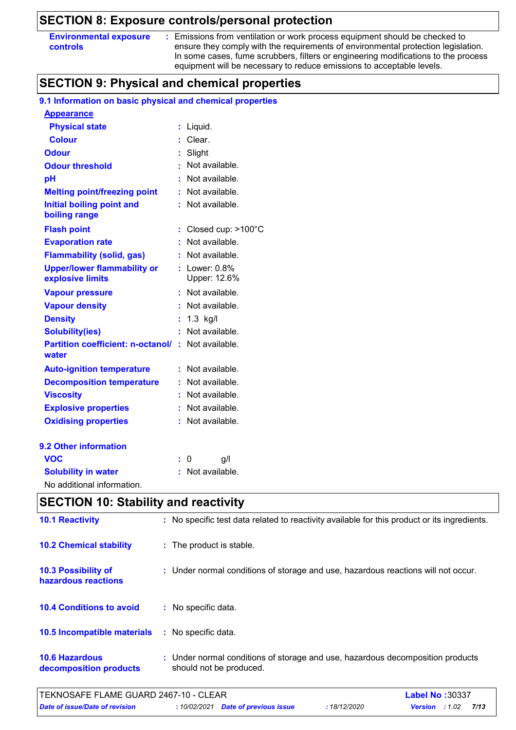## SECTION 8: Exposure controls/personal protection

| | |
|---|---|
| **Environmental exposure controls** | : Emissions from ventilation or work process equipment should be checked to ensure they comply with the requirements of environmental protection legislation. In some cases, fume scrubbers, filters or engineering modifications to the process equipment will be necessary to reduce emissions to acceptable levels. |

## SECTION 9: Physical and chemical properties

### 9.1 Information on basic physical and chemical properties

**Appearance**

| | |
|---|---|
| **Physical state** | : Liquid. |
| **Colour** | : Clear. |
| **Odour** | : Slight |
| **Odour threshold** | : Not available. |
| **pH** | : Not available. |
| **Melting point/freezing point** | : Not available. |
| **Initial boiling point and boiling range** | : Not available. |
| **Flash point** | : Closed cup: >100°C |
| **Evaporation rate** | : Not available. |
| **Flammability (solid, gas)** | : Not available. |
| **Upper/lower flammability or explosive limits** | : Lower: 0.8%<br>Upper: 12.6% |
| **Vapour pressure** | : Not available. |
| **Vapour density** | : Not available. |
| **Density** | : 1.3 kg/l |
| **Solubility(ies)** | : Not available. |
| **Partition coefficient: n-octanol/ water** | : Not available. |
| **Auto-ignition temperature** | : Not available. |
| **Decomposition temperature** | : Not available. |
| **Viscosity** | : Not available. |
| **Explosive properties** | : Not available. |
| **Oxidising properties** | : Not available. |

### 9.2 Other information

| | |
|---|---|
| **VOC** | : 0 g/l |
| **Solubility in water** | : Not available. |

No additional information.

## SECTION 10: Stability and reactivity

| | |
|---|---|
| **10.1 Reactivity** | : No specific test data related to reactivity available for this product or its ingredients. |
| **10.2 Chemical stability** | : The product is stable. |
| **10.3 Possibility of hazardous reactions** | : Under normal conditions of storage and use, hazardous reactions will not occur. |
| **10.4 Conditions to avoid** | : No specific data. |
| **10.5 Incompatible materials** | : No specific data. |
| **10.6 Hazardous decomposition products** | : Under normal conditions of storage and use, hazardous decomposition products should not be produced. |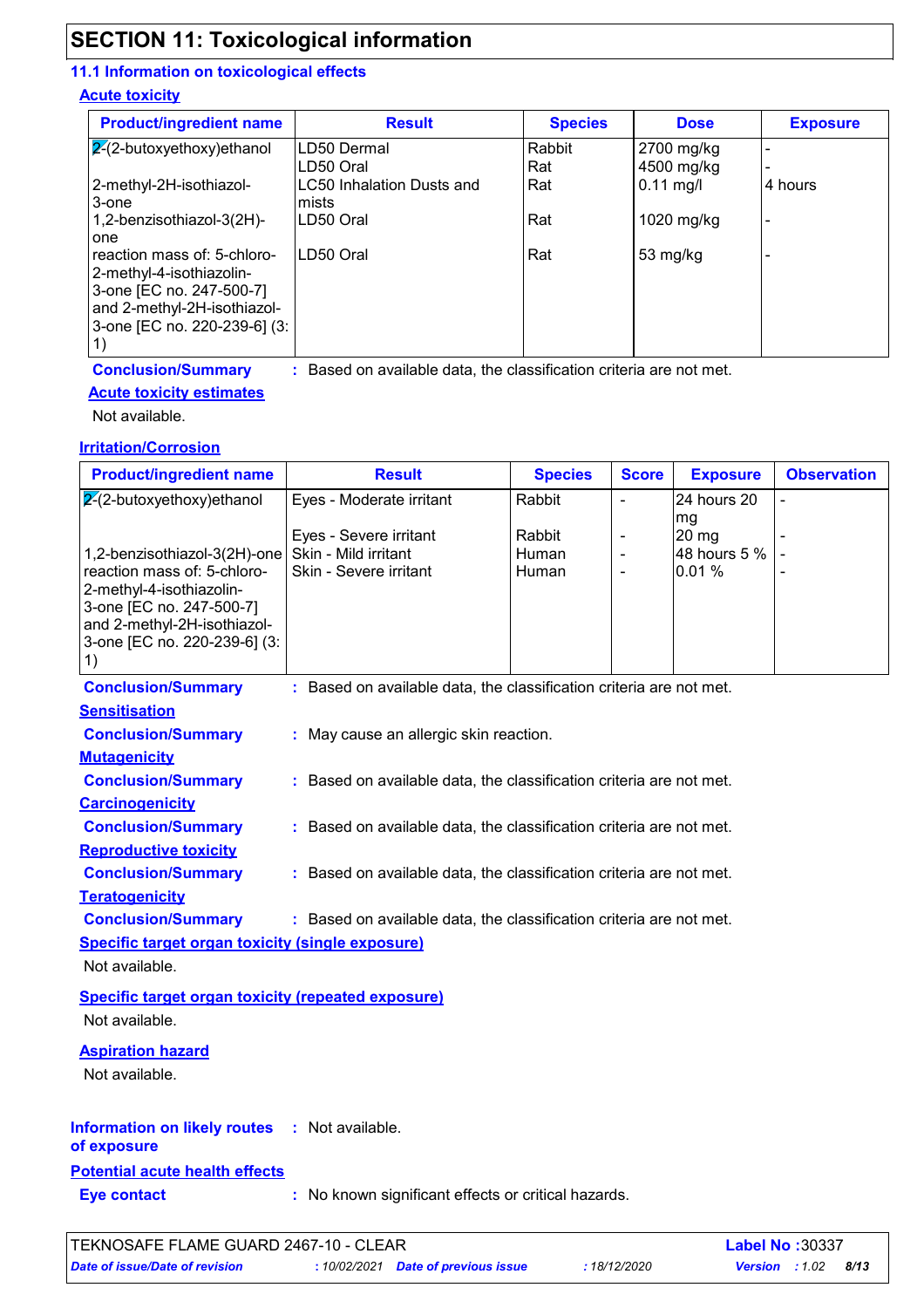## SECTION 11: Toxicological information

### 11.1 Information on toxicological effects

**Acute toxicity**

| Product/ingredient name | Result | Species | Dose | Exposure |
|---|---|---|---|---|
| 2-(2-butoxyethoxy)ethanol | LD50 Dermal | Rabbit | 2700 mg/kg | - |
| | LD50 Oral | Rat | 4500 mg/kg | - |
| 2-methyl-2H-isothiazol-3-one | LC50 Inhalation Dusts and mists | Rat | 0.11 mg/l | 4 hours |
| 1,2-benzisothiazol-3(2H)-one | LD50 Oral | Rat | 1020 mg/kg | - |
| reaction mass of: 5-chloro-2-methyl-4-isothiazolin-3-one [EC no. 247-500-7] and 2-methyl-2H-isothiazol-3-one [EC no. 220-239-6] (3:1) | LD50 Oral | Rat | 53 mg/kg | - |

**Conclusion/Summary** : Based on available data, the classification criteria are not met.

**Acute toxicity estimates**

Not available.

**Irritation/Corrosion**

| Product/ingredient name | Result | Species | Score | Exposure | Observation |
|---|---|---|---|---|---|
| 2-(2-butoxyethoxy)ethanol | Eyes - Moderate irritant | Rabbit | - | 24 hours 20 mg | - |
| | Eyes - Severe irritant | Rabbit | - | 20 mg | - |
| 1,2-benzisothiazol-3(2H)-one | Skin - Mild irritant | Human | - | 48 hours 5 % | - |
| reaction mass of: 5-chloro-2-methyl-4-isothiazolin-3-one [EC no. 247-500-7] and 2-methyl-2H-isothiazol-3-one [EC no. 220-239-6] (3:1) | Skin - Severe irritant | Human | - | 0.01 % | - |

**Conclusion/Summary** : Based on available data, the classification criteria are not met.

**Sensitisation**

**Conclusion/Summary** : May cause an allergic skin reaction.

**Mutagenicity**

**Conclusion/Summary** : Based on available data, the classification criteria are not met.

**Carcinogenicity**

**Conclusion/Summary** : Based on available data, the classification criteria are not met.

**Reproductive toxicity**

**Conclusion/Summary** : Based on available data, the classification criteria are not met.

**Teratogenicity**

**Conclusion/Summary** : Based on available data, the classification criteria are not met.

**Specific target organ toxicity (single exposure)**

Not available.

**Specific target organ toxicity (repeated exposure)**

Not available.

**Aspiration hazard**

Not available.

**Information on likely routes of exposure** : Not available.

**Potential acute health effects**

**Eye contact** : No known significant effects or critical hazards.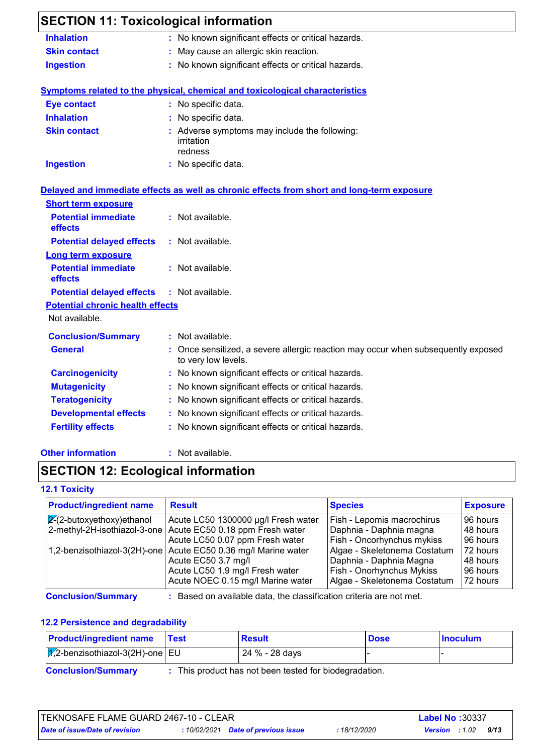## SECTION 11: Toxicological information

| | | |
|---|---|---|
| **Inhalation** | : | No known significant effects or critical hazards. |
| **Skin contact** | : | May cause an allergic skin reaction. |
| **Ingestion** | : | No known significant effects or critical hazards. |

**Symptoms related to the physical, chemical and toxicological characteristics**

| | | |
|---|---|---|
| **Eye contact** | : | No specific data. |
| **Inhalation** | : | No specific data. |
| **Skin contact** | : | Adverse symptoms may include the following: irritation redness |
| **Ingestion** | : | No specific data. |

**Delayed and immediate effects as well as chronic effects from short and long-term exposure**

**Short term exposure**

| | | |
|---|---|---|
| **Potential immediate effects** | : | Not available. |
| **Potential delayed effects** | : | Not available. |

**Long term exposure**

| | | |
|---|---|---|
| **Potential immediate effects** | : | Not available. |
| **Potential delayed effects** | : | Not available. |

**Potential chronic health effects**

Not available.

| | | |
|---|---|---|
| **Conclusion/Summary** | : | Not available. |
| **General** | : | Once sensitized, a severe allergic reaction may occur when subsequently exposed to very low levels. |
| **Carcinogenicity** | : | No known significant effects or critical hazards. |
| **Mutagenicity** | : | No known significant effects or critical hazards. |
| **Teratogenicity** | : | No known significant effects or critical hazards. |
| **Developmental effects** | : | No known significant effects or critical hazards. |
| **Fertility effects** | : | No known significant effects or critical hazards. |

**Other information** : Not available.

## SECTION 12: Ecological information

### 12.1 Toxicity

| Product/ingredient name | Result | Species | Exposure |
|---|---|---|---|
| 2-(2-butoxyethoxy)ethanol | Acute LC50 1300000 µg/l Fresh water | Fish - Lepomis macrochirus | 96 hours |
| 2-methyl-2H-isothiazol-3-one | Acute EC50 0.18 ppm Fresh water | Daphnia - Daphnia magna | 48 hours |
| | Acute LC50 0.07 ppm Fresh water | Fish - Oncorhynchus mykiss | 96 hours |
| 1,2-benzisothiazol-3(2H)-one | Acute EC50 0.36 mg/l Marine water | Algae - Skeletonema Costatum | 72 hours |
| | Acute EC50 3.7 mg/l | Daphnia - Daphnia Magna | 48 hours |
| | Acute LC50 1.9 mg/l Fresh water | Fish - Onorhynchus Mykiss | 96 hours |
| | Acute NOEC 0.15 mg/l Marine water | Algae - Skeletonema Costatum | 72 hours |

**Conclusion/Summary** : Based on available data, the classification criteria are not met.

### 12.2 Persistence and degradability

| Product/ingredient name | Test | Result | Dose | Inoculum |
|---|---|---|---|---|
| 1,2-benzisothiazol-3(2H)-one | EU | 24 % - 28 days | - | - |

**Conclusion/Summary** : This product has not been tested for biodegradation.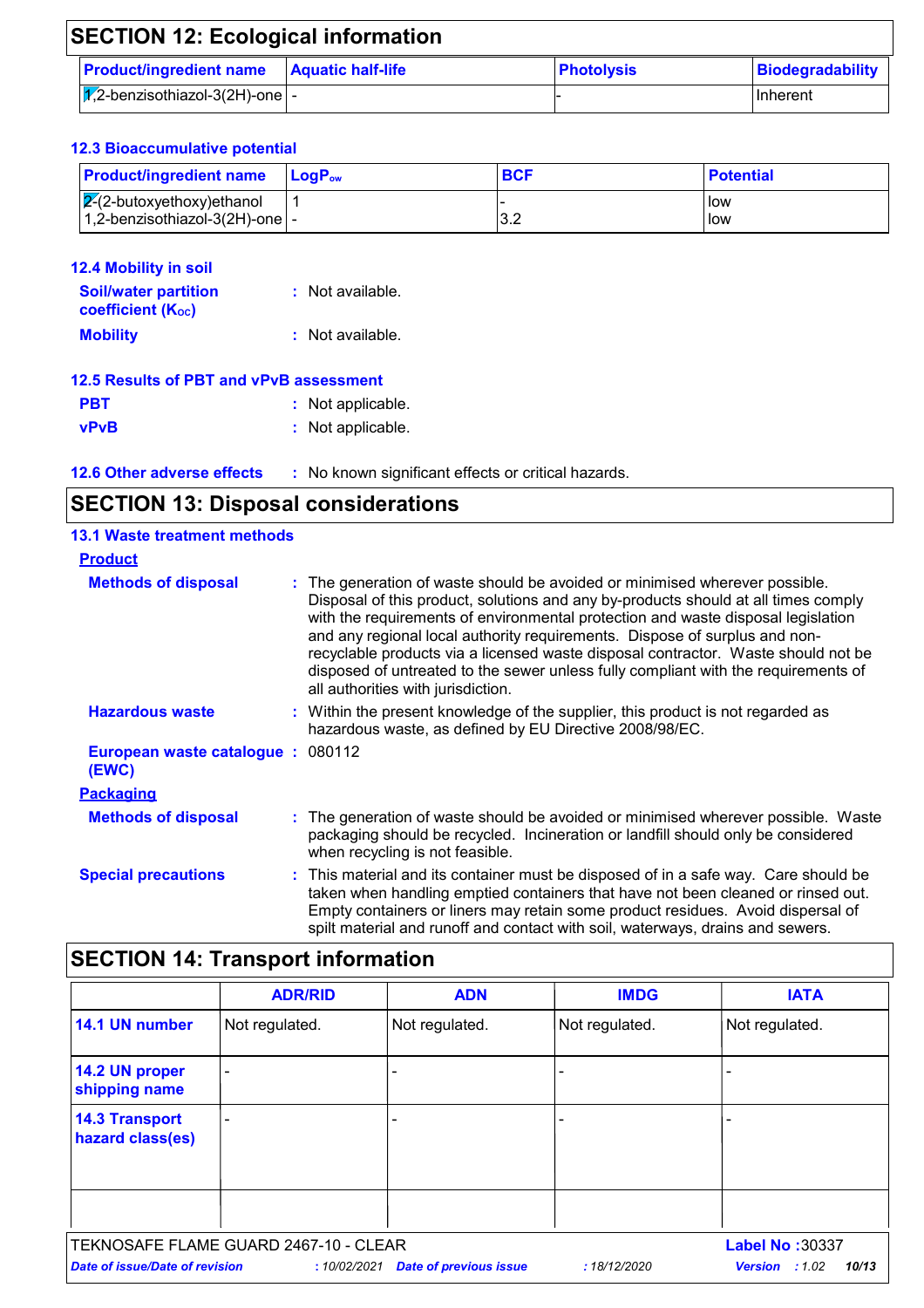## SECTION 12: Ecological information

| Product/ingredient name | Aquatic half-life | Photolysis | Biodegradability |
|---|---|---|---|
| 1,2-benzisothiazol-3(2H)-one | - | - | Inherent |

### 12.3 Bioaccumulative potential

| Product/ingredient name | $LogP_{ow}$ | BCF | Potential |
|---|---|---|---|
| 2-(2-butoxyethoxy)ethanol | 1 | - | low |
| 1,2-benzisothiazol-3(2H)-one | - | 3.2 | low |

### 12.4 Mobility in soil

**Soil/water partition coefficient ($K_{OC}$)** : Not available.

**Mobility** : Not available.

### 12.5 Results of PBT and vPvB assessment

**PBT** : Not applicable.

**vPvB** : Not applicable.

### 12.6 Other adverse effects

: No known significant effects or critical hazards.

## SECTION 13: Disposal considerations

### 13.1 Waste treatment methods

**Product**

**Methods of disposal** : The generation of waste should be avoided or minimised wherever possible. Disposal of this product, solutions and any by-products should at all times comply with the requirements of environmental protection and waste disposal legislation and any regional local authority requirements. Dispose of surplus and non-recyclable products via a licensed waste disposal contractor. Waste should not be disposed of untreated to the sewer unless fully compliant with the requirements of all authorities with jurisdiction.

**Hazardous waste** : Within the present knowledge of the supplier, this product is not regarded as hazardous waste, as defined by EU Directive 2008/98/EC.

**European waste catalogue (EWC)** : 080112

**Packaging**

**Methods of disposal** : The generation of waste should be avoided or minimised wherever possible. Waste packaging should be recycled. Incineration or landfill should only be considered when recycling is not feasible.

**Special precautions** : This material and its container must be disposed of in a safe way. Care should be taken when handling emptied containers that have not been cleaned or rinsed out. Empty containers or liners may retain some product residues. Avoid dispersal of spilt material and runoff and contact with soil, waterways, drains and sewers.

## SECTION 14: Transport information

| | ADR/RID | ADN | IMDG | IATA |
|---|---|---|---|---|
| 14.1 UN number | Not regulated. | Not regulated. | Not regulated. | Not regulated. |
| 14.2 UN proper shipping name | - | - | - | - |
| 14.3 Transport hazard class(es) | - | - | - | - |
| | | | | |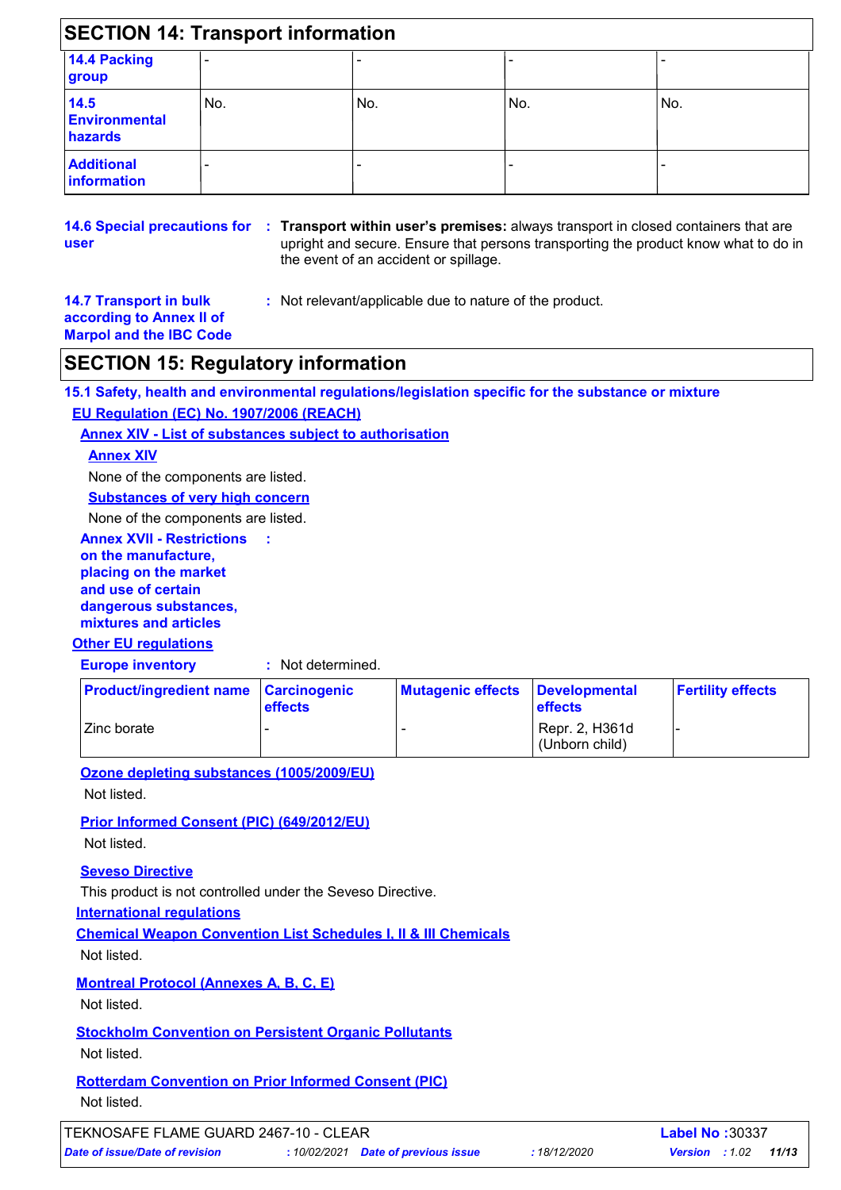## SECTION 14: Transport information

| | | | | |
|---|---|---|---|---|
| **14.4 Packing group** | - | - | - | - |
| **14.5 Environmental hazards** | No. | No. | No. | No. |
| **Additional information** | - | - | - | - |

**14.6 Special precautions for user** : **Transport within user's premises:** always transport in closed containers that are upright and secure. Ensure that persons transporting the product know what to do in the event of an accident or spillage.

**14.7 Transport in bulk according to Annex II of Marpol and the IBC Code** : Not relevant/applicable due to nature of the product.

## SECTION 15: Regulatory information

### 15.1 Safety, health and environmental regulations/legislation specific for the substance or mixture

**EU Regulation (EC) No. 1907/2006 (REACH)**

**Annex XIV - List of substances subject to authorisation**

**Annex XIV**

None of the components are listed.

**Substances of very high concern**

None of the components are listed.

**Annex XVII - Restrictions on the manufacture, placing on the market and use of certain dangerous substances, mixtures and articles** :

**Other EU regulations**

**Europe inventory** : Not determined.

| Product/ingredient name | Carcinogenic effects | Mutagenic effects | Developmental effects | Fertility effects |
|---|---|---|---|---|
| Zinc borate | - | - | Repr. 2, H361d (Unborn child) | - |

**Ozone depleting substances (1005/2009/EU)**

Not listed.

**Prior Informed Consent (PIC) (649/2012/EU)**

Not listed.

**Seveso Directive**

This product is not controlled under the Seveso Directive.

**International regulations**

**Chemical Weapon Convention List Schedules I, II & III Chemicals**

Not listed.

**Montreal Protocol (Annexes A, B, C, E)**

Not listed.

**Stockholm Convention on Persistent Organic Pollutants**

Not listed.

**Rotterdam Convention on Prior Informed Consent (PIC)**

Not listed.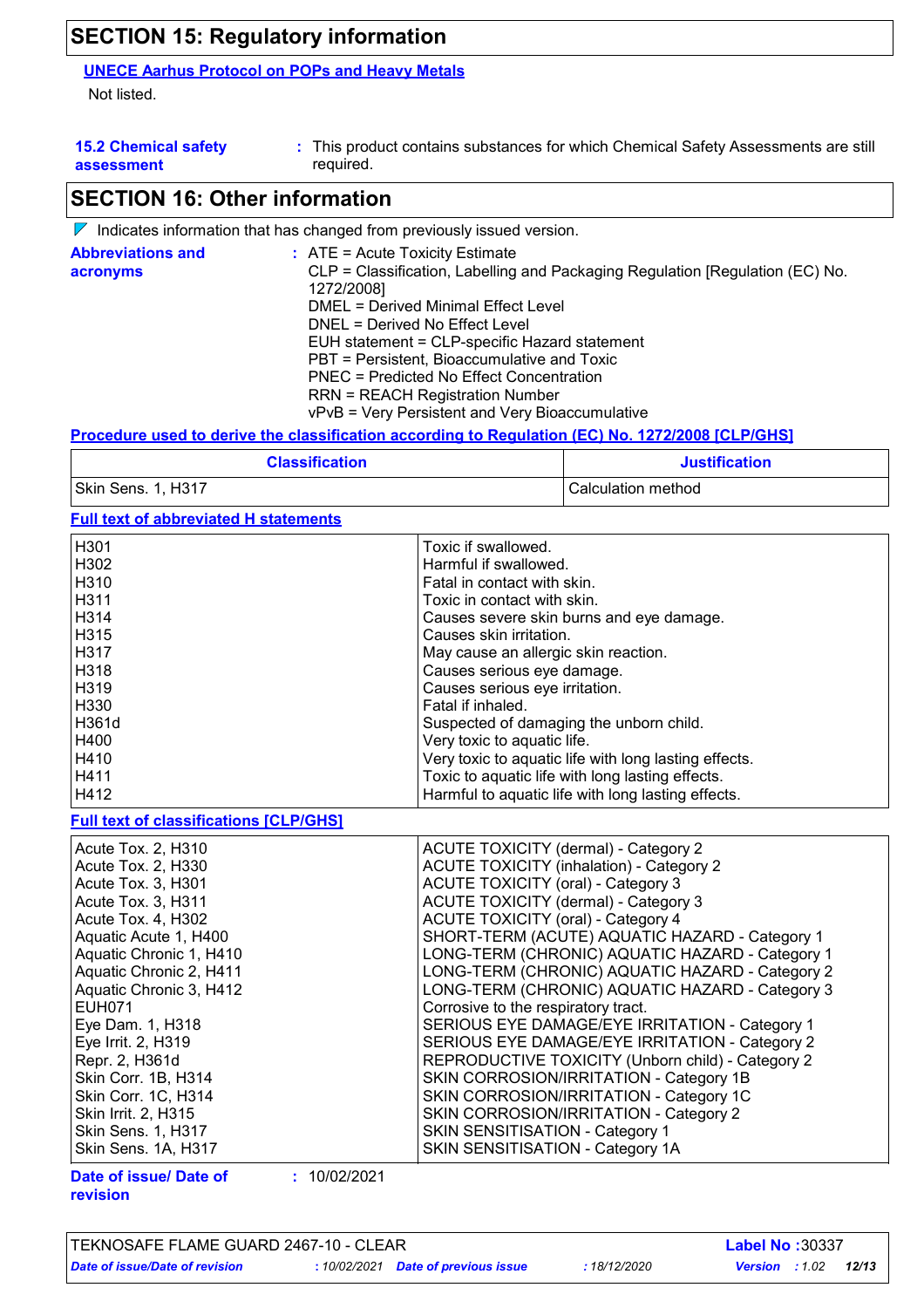## SECTION 15: Regulatory information

**UNECE Aarhus Protocol on POPs and Heavy Metals**

Not listed.

**15.2 Chemical safety assessment** : This product contains substances for which Chemical Safety Assessments are still required.

## SECTION 16: Other information

Indicates information that has changed from previously issued version.

**Abbreviations and acronyms** : ATE = Acute Toxicity Estimate
CLP = Classification, Labelling and Packaging Regulation [Regulation (EC) No. 1272/2008]
DMEL = Derived Minimal Effect Level
DNEL = Derived No Effect Level
EUH statement = CLP-specific Hazard statement
PBT = Persistent, Bioaccumulative and Toxic
PNEC = Predicted No Effect Concentration
RRN = REACH Registration Number
vPvB = Very Persistent and Very Bioaccumulative

**Procedure used to derive the classification according to Regulation (EC) No. 1272/2008 [CLP/GHS]**

| Classification | Justification |
|---|---|
| Skin Sens. 1, H317 | Calculation method |

**Full text of abbreviated H statements**

| | |
|---|---|
| H301 | Toxic if swallowed. |
| H302 | Harmful if swallowed. |
| H310 | Fatal in contact with skin. |
| H311 | Toxic in contact with skin. |
| H314 | Causes severe skin burns and eye damage. |
| H315 | Causes skin irritation. |
| H317 | May cause an allergic skin reaction. |
| H318 | Causes serious eye damage. |
| H319 | Causes serious eye irritation. |
| H330 | Fatal if inhaled. |
| H361d | Suspected of damaging the unborn child. |
| H400 | Very toxic to aquatic life. |
| H410 | Very toxic to aquatic life with long lasting effects. |
| H411 | Toxic to aquatic life with long lasting effects. |
| H412 | Harmful to aquatic life with long lasting effects. |

**Full text of classifications [CLP/GHS]**

| | |
|---|---|
| Acute Tox. 2, H310 | ACUTE TOXICITY (dermal) - Category 2 |
| Acute Tox. 2, H330 | ACUTE TOXICITY (inhalation) - Category 2 |
| Acute Tox. 3, H301 | ACUTE TOXICITY (oral) - Category 3 |
| Acute Tox. 3, H311 | ACUTE TOXICITY (dermal) - Category 3 |
| Acute Tox. 4, H302 | ACUTE TOXICITY (oral) - Category 4 |
| Aquatic Acute 1, H400 | SHORT-TERM (ACUTE) AQUATIC HAZARD - Category 1 |
| Aquatic Chronic 1, H410 | LONG-TERM (CHRONIC) AQUATIC HAZARD - Category 1 |
| Aquatic Chronic 2, H411 | LONG-TERM (CHRONIC) AQUATIC HAZARD - Category 2 |
| Aquatic Chronic 3, H412 | LONG-TERM (CHRONIC) AQUATIC HAZARD - Category 3 |
| EUH071 | Corrosive to the respiratory tract. |
| Eye Dam. 1, H318 | SERIOUS EYE DAMAGE/EYE IRRITATION - Category 1 |
| Eye Irrit. 2, H319 | SERIOUS EYE DAMAGE/EYE IRRITATION - Category 2 |
| Repr. 2, H361d | REPRODUCTIVE TOXICITY (Unborn child) - Category 2 |
| Skin Corr. 1B, H314 | SKIN CORROSION/IRRITATION - Category 1B |
| Skin Corr. 1C, H314 | SKIN CORROSION/IRRITATION - Category 1C |
| Skin Irrit. 2, H315 | SKIN CORROSION/IRRITATION - Category 2 |
| Skin Sens. 1, H317 | SKIN SENSITISATION - Category 1 |
| Skin Sens. 1A, H317 | SKIN SENSITISATION - Category 1A |

**Date of issue/ Date of revision** : 10/02/2021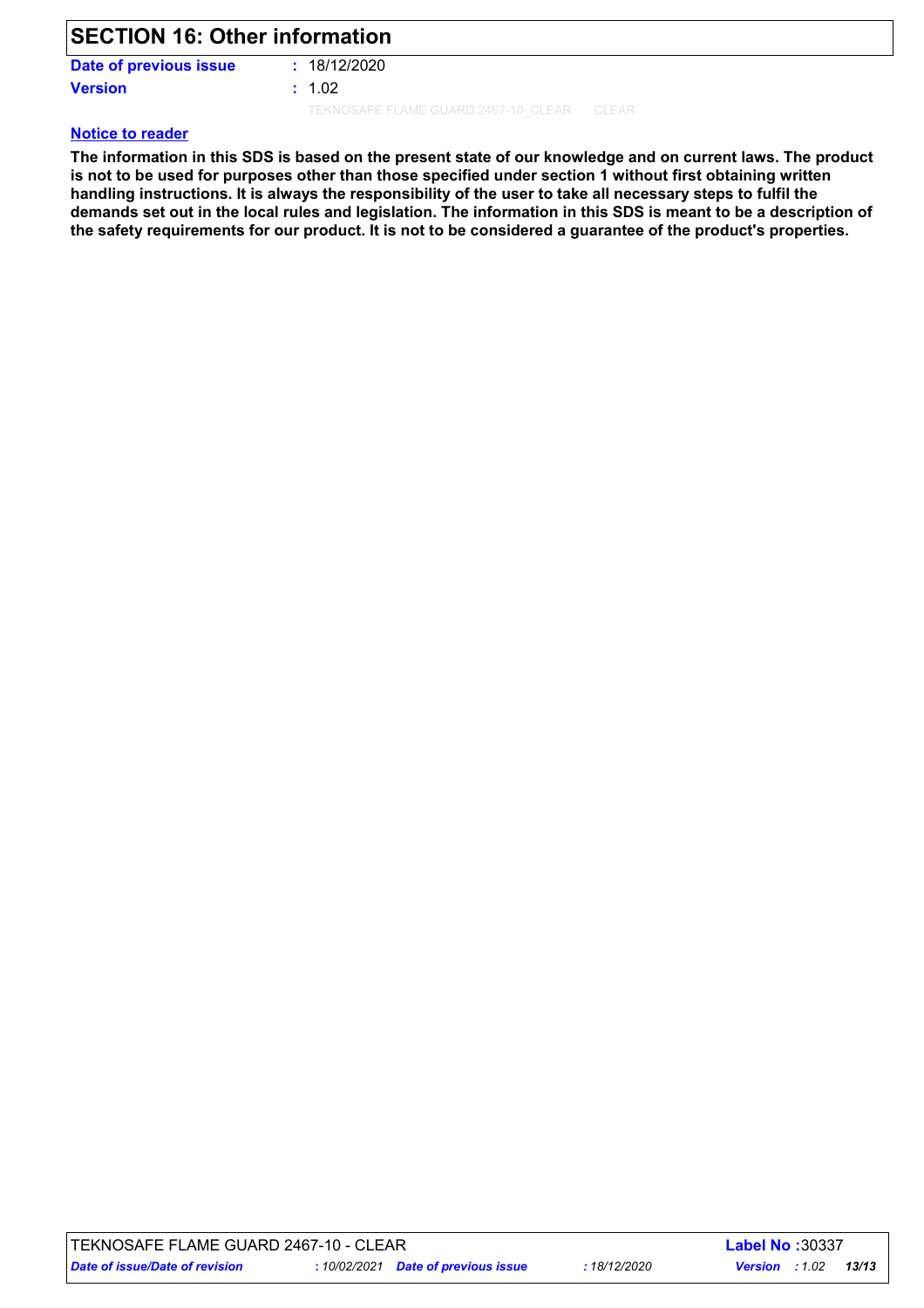## SECTION 16: Other information

**Date of previous issue** : 18/12/2020

**Version** : 1.02

TEKNOSAFE FLAME GUARD 2467-10_CLEAR CLEAR

**Notice to reader**

**The information in this SDS is based on the present state of our knowledge and on current laws. The product is not to be used for purposes other than those specified under section 1 without first obtaining written handling instructions. It is always the responsibility of the user to take all necessary steps to fulfil the demands set out in the local rules and legislation. The information in this SDS is meant to be a description of the safety requirements for our product. It is not to be considered a guarantee of the product's properties.**